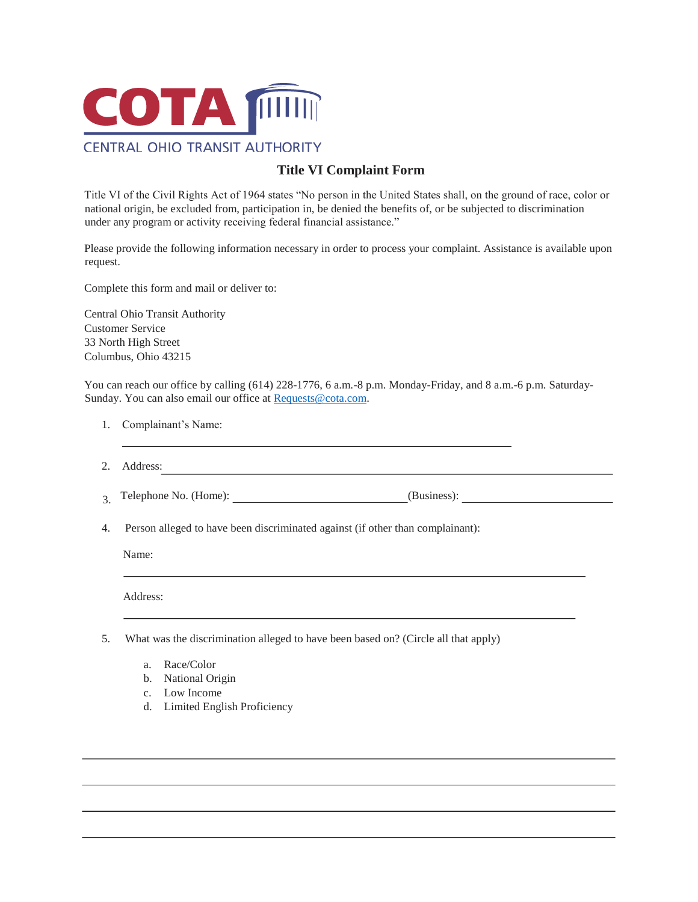COTA

CENTRAL OHIO TRANSIT AUTHORITY

## Title VI Complaint Form

Title VI of the Civil Rights Act of 1964 states "No person in the United States shall, on the ground of race, color or national origin, be excluded from, participation in, be denied the benefits of, or be subjected to discrimination under any program or activity receiving federal financial assistance."

Please provide the following information necessary in order to process your complaint. Assistance is available upon request.

Complete this form and mail or deliver to:

Central Ohio Transit Authority
Customer Service
33 North High Street
Columbus, Ohio 43215

You can reach our office by calling (614) 228-1776, 6 a.m.-8 p.m. Monday-Friday, and 8 a.m.-6 p.m. Saturday-Sunday. You can also email our office at [Requests@cota.com](mailto:Requests@cota.com).

1. Complainant's Name:

   ______________________________________________

2. Address: ______________________________________________

3. Telephone No. (Home): ______________________ (Business): ______________________

4. Person alleged to have been discriminated against (if other than complainant):

   Name:

   ______________________________________________

   Address:

   ______________________________________________

5. What was the discrimination alleged to have been based on? (Circle all that apply)

   a. Race/Color
   b. National Origin
   c. Low Income
   d. Limited English Proficiency

______________________________________________

______________________________________________

______________________________________________

______________________________________________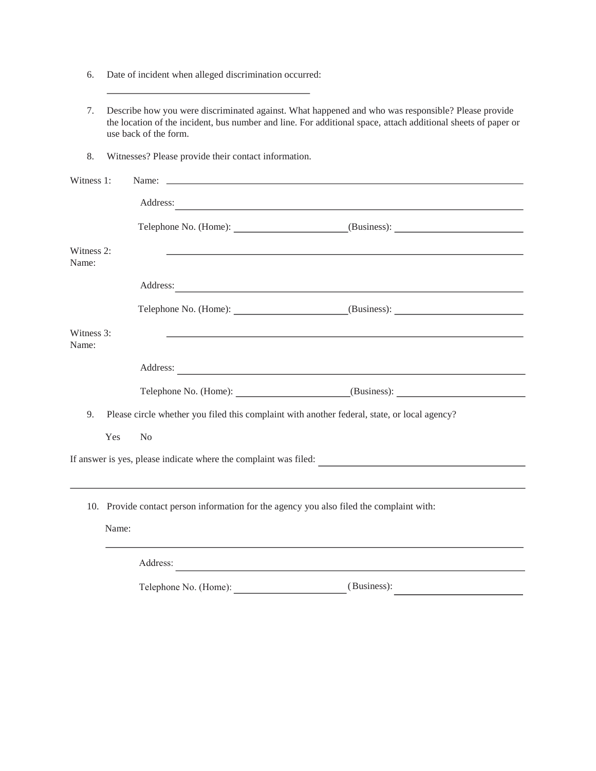6. Date of incident when alleged discrimination occurred:

   \_\_\_\_\_\_\_\_\_\_\_\_\_\_\_\_\_\_\_\_\_\_\_\_\_\_\_\_\_\_\_\_\_\_\_\_\_\_\_\_

7. Describe how you were discriminated against. What happened and who was responsible? Please provide the location of the incident, bus number and line. For additional space, attach additional sheets of paper or use back of the form.

8. Witnesses? Please provide their contact information.

Witness 1: Name: \_\_\_\_\_\_\_\_\_\_\_\_\_\_\_\_\_\_\_\_\_\_\_\_\_\_\_\_\_\_\_\_\_\_\_\_\_\_\_\_

Address: \_\_\_\_\_\_\_\_\_\_\_\_\_\_\_\_\_\_\_\_\_\_\_\_\_\_\_\_\_\_\_\_\_\_\_\_\_\_\_\_

Telephone No. (Home): \_\_\_\_\_\_\_\_\_\_\_\_\_\_\_\_\_\_\_\_ (Business): \_\_\_\_\_\_\_\_\_\_\_\_\_\_\_\_\_\_\_\_

Witness 2: Name: \_\_\_\_\_\_\_\_\_\_\_\_\_\_\_\_\_\_\_\_\_\_\_\_\_\_\_\_\_\_\_\_\_\_\_\_\_\_\_\_

Address: \_\_\_\_\_\_\_\_\_\_\_\_\_\_\_\_\_\_\_\_\_\_\_\_\_\_\_\_\_\_\_\_\_\_\_\_\_\_\_\_

Telephone No. (Home): \_\_\_\_\_\_\_\_\_\_\_\_\_\_\_\_\_\_\_\_ (Business): \_\_\_\_\_\_\_\_\_\_\_\_\_\_\_\_\_\_\_\_

Witness 3: Name: \_\_\_\_\_\_\_\_\_\_\_\_\_\_\_\_\_\_\_\_\_\_\_\_\_\_\_\_\_\_\_\_\_\_\_\_\_\_\_\_

Address: \_\_\_\_\_\_\_\_\_\_\_\_\_\_\_\_\_\_\_\_\_\_\_\_\_\_\_\_\_\_\_\_\_\_\_\_\_\_\_\_

Telephone No. (Home): \_\_\_\_\_\_\_\_\_\_\_\_\_\_\_\_\_\_\_\_ (Business): \_\_\_\_\_\_\_\_\_\_\_\_\_\_\_\_\_\_\_\_

9. Please circle whether you filed this complaint with another federal, state, or local agency?

   Yes No

If answer is yes, please indicate where the complaint was filed: \_\_\_\_\_\_\_\_\_\_\_\_\_\_\_\_\_\_\_\_\_\_\_\_\_\_\_\_\_\_\_\_\_\_\_\_\_\_\_\_

\_\_\_\_\_\_\_\_\_\_\_\_\_\_\_\_\_\_\_\_\_\_\_\_\_\_\_\_\_\_\_\_\_\_\_\_\_\_\_\_\_\_\_\_\_\_\_\_\_\_\_\_\_\_\_\_\_\_\_\_\_\_\_\_\_\_\_\_\_\_\_\_\_\_\_\_\_\_

10. Provide contact person information for the agency you also filed the complaint with:

    Name:

    \_\_\_\_\_\_\_\_\_\_\_\_\_\_\_\_\_\_\_\_\_\_\_\_\_\_\_\_\_\_\_\_\_\_\_\_\_\_\_\_\_\_\_\_\_\_\_\_\_\_\_\_\_\_\_\_\_\_\_\_\_\_\_\_\_\_\_\_\_\_\_\_\_\_\_\_\_\_

    Address: \_\_\_\_\_\_\_\_\_\_\_\_\_\_\_\_\_\_\_\_\_\_\_\_\_\_\_\_\_\_\_\_\_\_\_\_\_\_\_\_

    Telephone No. (Home): \_\_\_\_\_\_\_\_\_\_\_\_\_\_\_\_\_\_\_\_ (Business): \_\_\_\_\_\_\_\_\_\_\_\_\_\_\_\_\_\_\_\_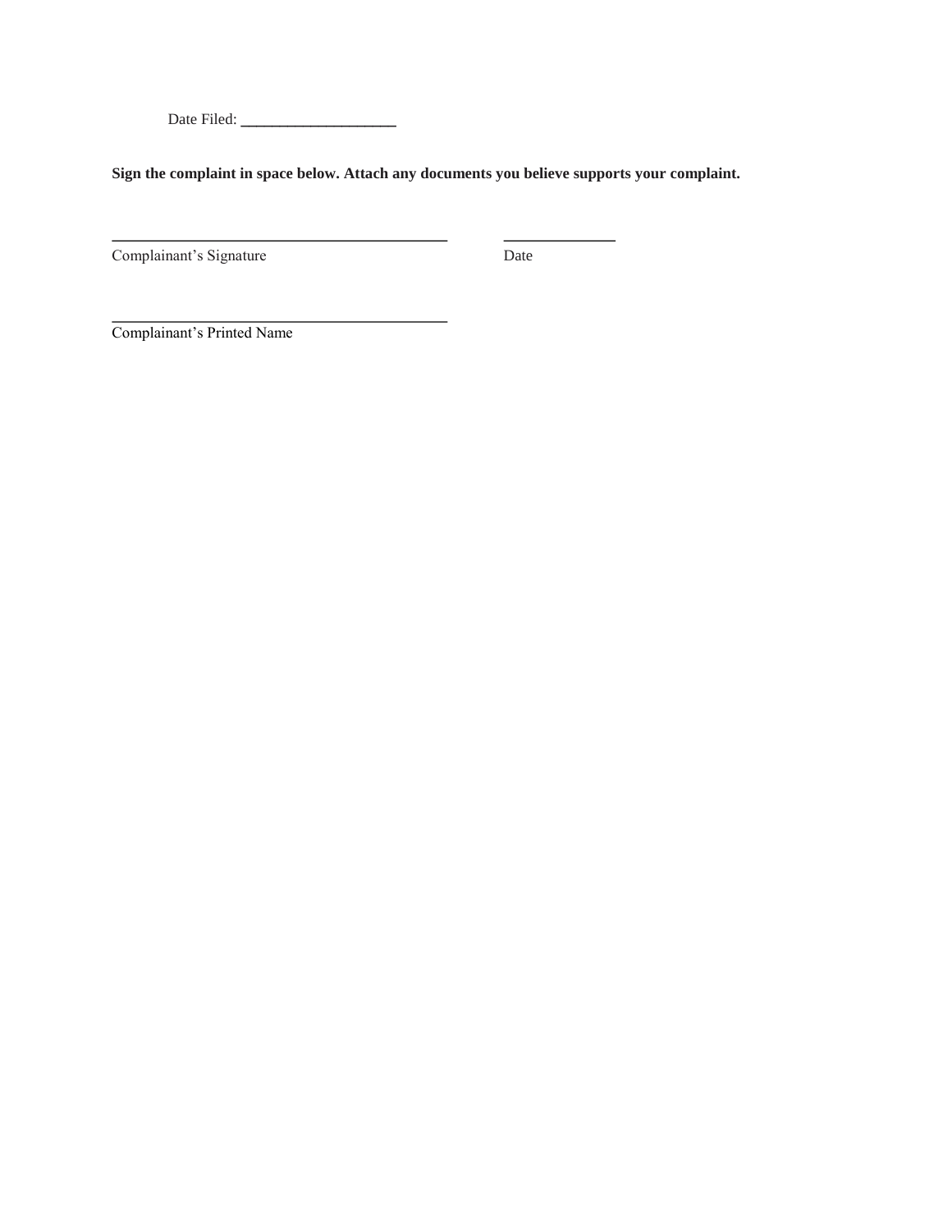Date Filed: ____________________

**Sign the complaint in space below. Attach any documents you believe supports your complaint.**

_____________________________________________ &nbsp;&nbsp;&nbsp;&nbsp;&nbsp;&nbsp; _______________

Complainant's Signature &nbsp;&nbsp;&nbsp;&nbsp;&nbsp;&nbsp;&nbsp;&nbsp;&nbsp;&nbsp;&nbsp;&nbsp;&nbsp;&nbsp;&nbsp;&nbsp;&nbsp;&nbsp;&nbsp;&nbsp;&nbsp;&nbsp;&nbsp;&nbsp;&nbsp;&nbsp;&nbsp;&nbsp;&nbsp;&nbsp;&nbsp; Date

_____________________________________________

Complainant's Printed Name